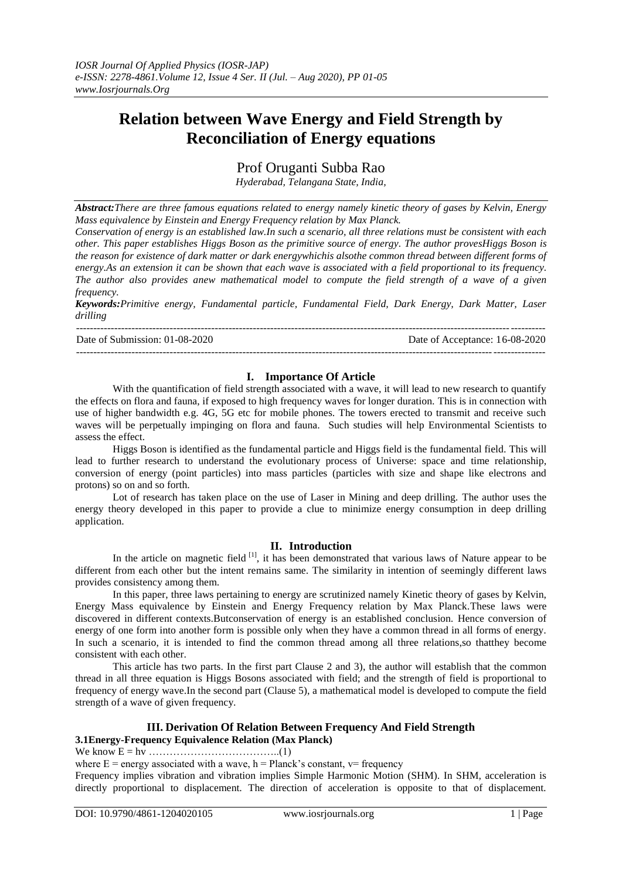# Relation between Wave Energy and Field Strength by Reconciliation of Energy equations

Prof Oruganti Subba Rao

*Hyderabad, Telangana State, India,*

***Abstract:*** *There are three famous equations related to energy namely kinetic theory of gases by Kelvin, Energy Mass equivalence by Einstein and Energy Frequency relation by Max Planck.*

*Conservation of energy is an established law.In such a scenario, all three relations must be consistent with each other. This paper establishes Higgs Boson as the primitive source of energy. The author provesHiggs Boson is the reason for existence of dark matter or dark energywhichis alsothe common thread between different forms of energy.As an extension it can be shown that each wave is associated with a field proportional to its frequency. The author also provides anew mathematical model to compute the field strength of a wave of a given frequency.*

***Keywords:*** *Primitive energy, Fundamental particle, Fundamental Field, Dark Energy, Dark Matter, Laser drilling*

---

Date of Submission: 01-08-2020 Date of Acceptance: 16-08-2020

---

## I. Importance Of Article

With the quantification of field strength associated with a wave, it will lead to new research to quantify the effects on flora and fauna, if exposed to high frequency waves for longer duration. This is in connection with use of higher bandwidth e.g. 4G, 5G etc for mobile phones. The towers erected to transmit and receive such waves will be perpetually impinging on flora and fauna. Such studies will help Environmental Scientists to assess the effect.

Higgs Boson is identified as the fundamental particle and Higgs field is the fundamental field. This will lead to further research to understand the evolutionary process of Universe: space and time relationship, conversion of energy (point particles) into mass particles (particles with size and shape like electrons and protons) so on and so forth.

Lot of research has taken place on the use of Laser in Mining and deep drilling. The author uses the energy theory developed in this paper to provide a clue to minimize energy consumption in deep drilling application.

## II. Introduction

In the article on magnetic field [1], it has been demonstrated that various laws of Nature appear to be different from each other but the intent remains same. The similarity in intention of seemingly different laws provides consistency among them.

In this paper, three laws pertaining to energy are scrutinized namely Kinetic theory of gases by Kelvin, Energy Mass equivalence by Einstein and Energy Frequency relation by Max Planck.These laws were discovered in different contexts.Butconservation of energy is an established conclusion. Hence conversion of energy of one form into another form is possible only when they have a common thread in all forms of energy. In such a scenario, it is intended to find the common thread among all three relations,so thatthey become consistent with each other.

This article has two parts. In the first part Clause 2 and 3), the author will establish that the common thread in all three equation is Higgs Bosons associated with field; and the strength of field is proportional to frequency of energy wave.In the second part (Clause 5), a mathematical model is developed to compute the field strength of a wave of given frequency.

## III. Derivation Of Relation Between Frequency And Field Strength

### 3.1Energy-Frequency Equivalence Relation (Max Planck)

We know $E = h\nu$ ………………………………..(1)

where $E$ = energy associated with a wave, $h$ = Planck's constant, $\nu$= frequency

Frequency implies vibration and vibration implies Simple Harmonic Motion (SHM). In SHM, acceleration is directly proportional to displacement. The direction of acceleration is opposite to that of displacement.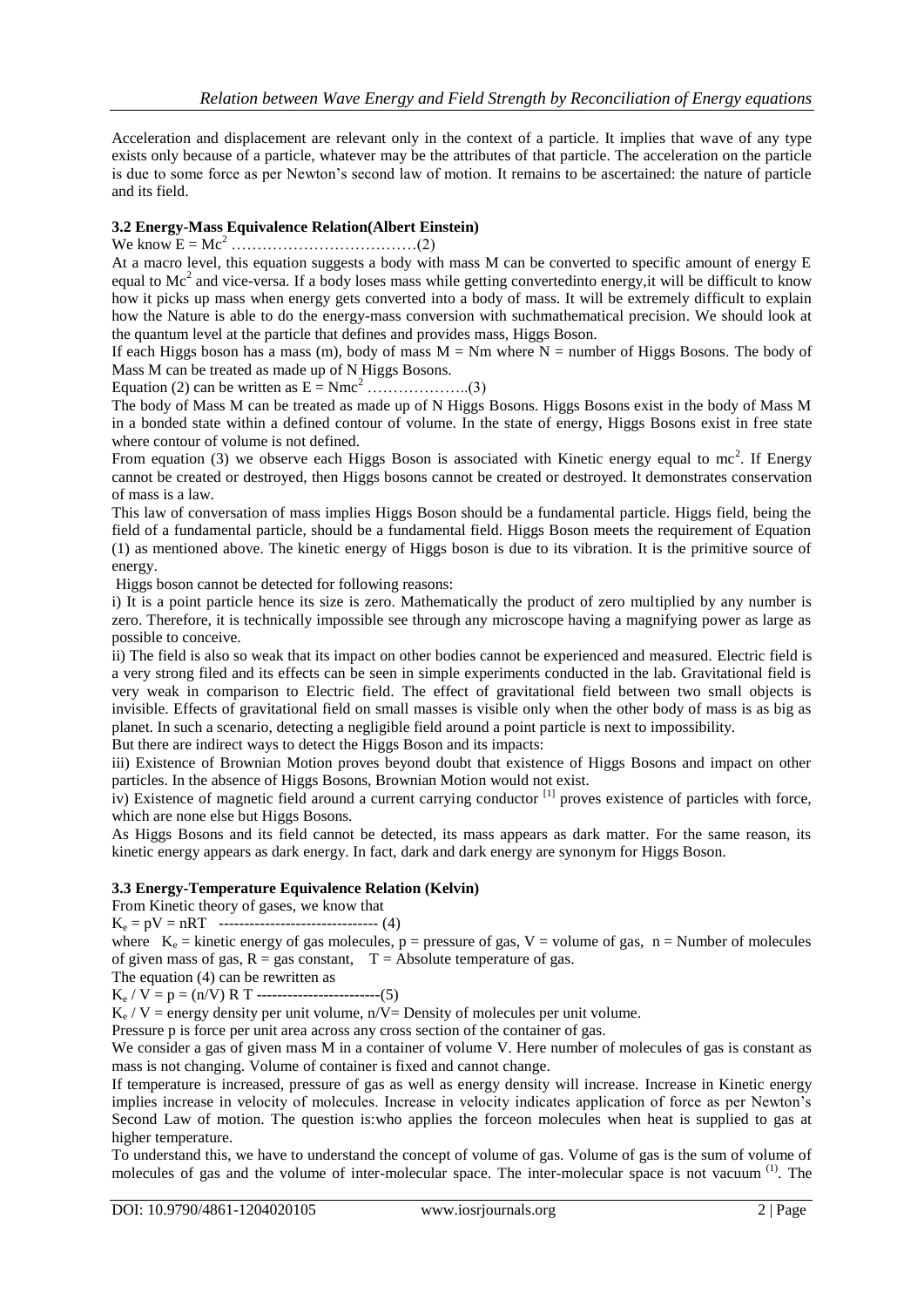Acceleration and displacement are relevant only in the context of a particle. It implies that wave of any type exists only because of a particle, whatever may be the attributes of that particle. The acceleration on the particle is due to some force as per Newton's second law of motion. It remains to be ascertained: the nature of particle and its field.

### 3.2 Energy-Mass Equivalence Relation(Albert Einstein)

We know $E = Mc^2$ ………………………………(2)

At a macro level, this equation suggests a body with mass M can be converted to specific amount of energy E equal to $Mc^2$ and vice-versa. If a body loses mass while getting convertedinto energy,it will be difficult to know how it picks up mass when energy gets converted into a body of mass. It will be extremely difficult to explain how the Nature is able to do the energy-mass conversion with suchmathematical precision. We should look at the quantum level at the particle that defines and provides mass, Higgs Boson.

If each Higgs boson has a mass (m), body of mass $M = Nm$ where N = number of Higgs Bosons. The body of Mass M can be treated as made up of N Higgs Bosons.

Equation (2) can be written as $E = Nmc^2$ ………………..(3)

The body of Mass M can be treated as made up of N Higgs Bosons. Higgs Bosons exist in the body of Mass M in a bonded state within a defined contour of volume. In the state of energy, Higgs Bosons exist in free state where contour of volume is not defined.

From equation (3) we observe each Higgs Boson is associated with Kinetic energy equal to $mc^2$. If Energy cannot be created or destroyed, then Higgs bosons cannot be created or destroyed. It demonstrates conservation of mass is a law.

This law of conversation of mass implies Higgs Boson should be a fundamental particle. Higgs field, being the field of a fundamental particle, should be a fundamental field. Higgs Boson meets the requirement of Equation (1) as mentioned above. The kinetic energy of Higgs boson is due to its vibration. It is the primitive source of energy.

Higgs boson cannot be detected for following reasons:

i) It is a point particle hence its size is zero. Mathematically the product of zero multiplied by any number is zero. Therefore, it is technically impossible see through any microscope having a magnifying power as large as possible to conceive.

ii) The field is also so weak that its impact on other bodies cannot be experienced and measured. Electric field is a very strong filed and its effects can be seen in simple experiments conducted in the lab. Gravitational field is very weak in comparison to Electric field. The effect of gravitational field between two small objects is invisible. Effects of gravitational field on small masses is visible only when the other body of mass is as big as planet. In such a scenario, detecting a negligible field around a point particle is next to impossibility.

But there are indirect ways to detect the Higgs Boson and its impacts:

iii) Existence of Brownian Motion proves beyond doubt that existence of Higgs Bosons and impact on other particles. In the absence of Higgs Bosons, Brownian Motion would not exist.

iv) Existence of magnetic field around a current carrying conductor [1] proves existence of particles with force, which are none else but Higgs Bosons.

As Higgs Bosons and its field cannot be detected, its mass appears as dark matter. For the same reason, its kinetic energy appears as dark energy. In fact, dark and dark energy are synonym for Higgs Boson.

### 3.3 Energy-Temperature Equivalence Relation (Kelvin)

From Kinetic theory of gases, we know that

$K_e = pV = nRT$ ------------------------------- (4)

where $K_e$ = kinetic energy of gas molecules, p = pressure of gas, V = volume of gas, n = Number of molecules of given mass of gas, R = gas constant, T = Absolute temperature of gas.

The equation (4) can be rewritten as

$K_e / V = p = (n/V) R T$ ------------------------(5)

$K_e / V$ = energy density per unit volume, $n/V$= Density of molecules per unit volume.

Pressure p is force per unit area across any cross section of the container of gas.

We consider a gas of given mass M in a container of volume V. Here number of molecules of gas is constant as mass is not changing. Volume of container is fixed and cannot change.

If temperature is increased, pressure of gas as well as energy density will increase. Increase in Kinetic energy implies increase in velocity of molecules. Increase in velocity indicates application of force as per Newton's Second Law of motion. The question is:who applies the forceon molecules when heat is supplied to gas at higher temperature.

To understand this, we have to understand the concept of volume of gas. Volume of gas is the sum of volume of molecules of gas and the volume of inter-molecular space. The inter-molecular space is not vacuum [1]. The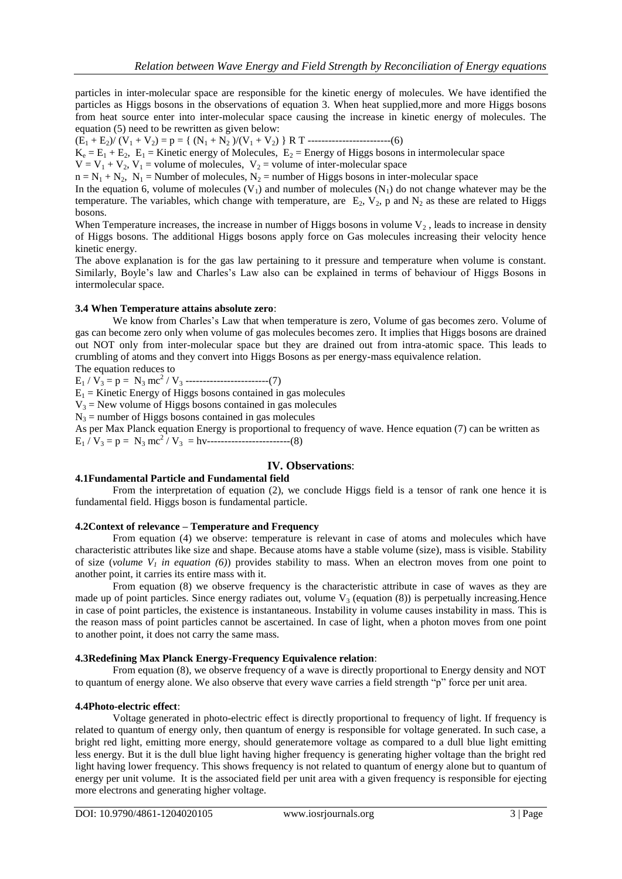particles in inter-molecular space are responsible for the kinetic energy of molecules. We have identified the particles as Higgs bosons in the observations of equation 3. When heat supplied,more and more Higgs bosons from heat source enter into inter-molecular space causing the increase in kinetic energy of molecules. The equation (5) need to be rewritten as given below:

$(E_1 + E_2)/ (V_1 + V_2) = p = \{ (N_1 + N_2 )/(V_1 + V_2) \} R\ T$ ------------------------(6)

$K_e = E_1 + E_2$, $E_1$ = Kinetic energy of Molecules, $E_2$ = Energy of Higgs bosons in intermolecular space

$V = V_1 + V_2$, $V_1$ = volume of molecules, $V_2$ = volume of inter-molecular space

$n = N_1 + N_2$, $N_1$ = Number of molecules, $N_2$ = number of Higgs bosons in inter-molecular space

In the equation 6, volume of molecules ($V_1$) and number of molecules ($N_1$) do not change whatever may be the temperature. The variables, which change with temperature, are $E_2$, $V_2$, p and $N_2$ as these are related to Higgs bosons.

When Temperature increases, the increase in number of Higgs bosons in volume $V_2$ , leads to increase in density of Higgs bosons. The additional Higgs bosons apply force on Gas molecules increasing their velocity hence kinetic energy.

The above explanation is for the gas law pertaining to it pressure and temperature when volume is constant. Similarly, Boyle's law and Charles's Law also can be explained in terms of behaviour of Higgs Bosons in intermolecular space.

### 3.4 When Temperature attains absolute zero:

We know from Charles's Law that when temperature is zero, Volume of gas becomes zero. Volume of gas can become zero only when volume of gas molecules becomes zero. It implies that Higgs bosons are drained out NOT only from inter-molecular space but they are drained out from intra-atomic space. This leads to crumbling of atoms and they convert into Higgs Bosons as per energy-mass equivalence relation.

The equation reduces to

$E_1 / V_3 = p = N_3\, mc^2 / V_3$ ------------------------(7)

$E_1$ = Kinetic Energy of Higgs bosons contained in gas molecules

$V_3$ = New volume of Higgs bosons contained in gas molecules

$N_3$ = number of Higgs bosons contained in gas molecules

As per Max Planck equation Energy is proportional to frequency of wave. Hence equation (7) can be written as

$E_1 / V_3 = p = N_3\, mc^2 / V_3 = h\nu$------------------------(8)

## IV. Observations:

### 4.1Fundamental Particle and Fundamental field

From the interpretation of equation (2), we conclude Higgs field is a tensor of rank one hence it is fundamental field. Higgs boson is fundamental particle.

### 4.2Context of relevance – Temperature and Frequency

From equation (4) we observe: temperature is relevant in case of atoms and molecules which have characteristic attributes like size and shape. Because atoms have a stable volume (size), mass is visible. Stability of size (*volume $V_1$ in equation (6)*) provides stability to mass. When an electron moves from one point to another point, it carries its entire mass with it.

From equation (8) we observe frequency is the characteristic attribute in case of waves as they are made up of point particles. Since energy radiates out, volume $V_3$ (equation (8)) is perpetually increasing.Hence in case of point particles, the existence is instantaneous. Instability in volume causes instability in mass. This is the reason mass of point particles cannot be ascertained. In case of light, when a photon moves from one point to another point, it does not carry the same mass.

### 4.3Redefining Max Planck Energy-Frequency Equivalence relation:

From equation (8), we observe frequency of a wave is directly proportional to Energy density and NOT to quantum of energy alone. We also observe that every wave carries a field strength "p" force per unit area.

### 4.4Photo-electric effect:

Voltage generated in photo-electric effect is directly proportional to frequency of light. If frequency is related to quantum of energy only, then quantum of energy is responsible for voltage generated. In such case, a bright red light, emitting more energy, should generatemore voltage as compared to a dull blue light emitting less energy. But it is the dull blue light having higher frequency is generating higher voltage than the bright red light having lower frequency. This shows frequency is not related to quantum of energy alone but to quantum of energy per unit volume. It is the associated field per unit area with a given frequency is responsible for ejecting more electrons and generating higher voltage.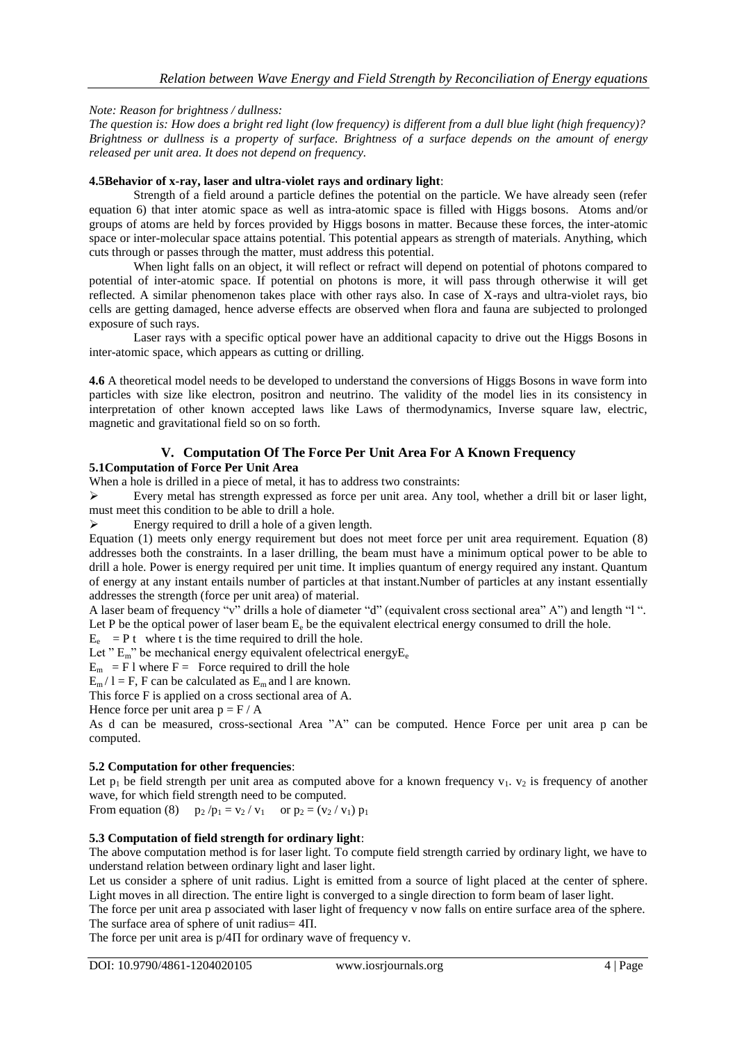*Note: Reason for brightness / dullness:*

*The question is: How does a bright red light (low frequency) is different from a dull blue light (high frequency)? Brightness or dullness is a property of surface. Brightness of a surface depends on the amount of energy released per unit area. It does not depend on frequency.*

**4.5Behavior of x-ray, laser and ultra-violet rays and ordinary light**:

Strength of a field around a particle defines the potential on the particle. We have already seen (refer equation 6) that inter atomic space as well as intra-atomic space is filled with Higgs bosons. Atoms and/or groups of atoms are held by forces provided by Higgs bosons in matter. Because these forces, the inter-atomic space or inter-molecular space attains potential. This potential appears as strength of materials. Anything, which cuts through or passes through the matter, must address this potential.

When light falls on an object, it will reflect or refract will depend on potential of photons compared to potential of inter-atomic space. If potential on photons is more, it will pass through otherwise it will get reflected. A similar phenomenon takes place with other rays also. In case of X-rays and ultra-violet rays, bio cells are getting damaged, hence adverse effects are observed when flora and fauna are subjected to prolonged exposure of such rays.

Laser rays with a specific optical power have an additional capacity to drive out the Higgs Bosons in inter-atomic space, which appears as cutting or drilling.

**4.6** A theoretical model needs to be developed to understand the conversions of Higgs Bosons in wave form into particles with size like electron, positron and neutrino. The validity of the model lies in its consistency in interpretation of other known accepted laws like Laws of thermodynamics, Inverse square law, electric, magnetic and gravitational field so on so forth.

## V. Computation Of The Force Per Unit Area For A Known Frequency

### 5.1Computation of Force Per Unit Area

When a hole is drilled in a piece of metal, it has to address two constraints:

- Every metal has strength expressed as force per unit area. Any tool, whether a drill bit or laser light, must meet this condition to be able to drill a hole.
- Energy required to drill a hole of a given length.

Equation (1) meets only energy requirement but does not meet force per unit area requirement. Equation (8) addresses both the constraints. In a laser drilling, the beam must have a minimum optical power to be able to drill a hole. Power is energy required per unit time. It implies quantum of energy required any instant. Quantum of energy at any instant entails number of particles at that instant.Number of particles at any instant essentially addresses the strength (force per unit area) of material.

A laser beam of frequency "v" drills a hole of diameter "d" (equivalent cross sectional area" A") and length "l ".

Let P be the optical power of laser beam $E_e$ be the equivalent electrical energy consumed to drill the hole.

$E_e = P\,t$ where t is the time required to drill the hole.

Let " $E_m$" be mechanical energy equivalent ofelectrical energy$E_e$

$E_m = F\,l$ where F = Force required to drill the hole

$E_m / l = F$, F can be calculated as $E_m$ and l are known.

This force F is applied on a cross sectional area of A.

Hence force per unit area $p = F / A$

As d can be measured, cross-sectional Area "A" can be computed. Hence Force per unit area p can be computed.

**5.2 Computation for other frequencies**:

Let $p_1$ be field strength per unit area as computed above for a known frequency $v_1$. $v_2$ is frequency of another wave, for which field strength need to be computed.

From equation (8) $p_2 / p_1 = v_2 / v_1$ or $p_2 = (v_2 / v_1)\, p_1$

**5.3 Computation of field strength for ordinary light**:

The above computation method is for laser light. To compute field strength carried by ordinary light, we have to understand relation between ordinary light and laser light.

Let us consider a sphere of unit radius. Light is emitted from a source of light placed at the center of sphere. Light moves in all direction. The entire light is converged to a single direction to form beam of laser light.

The force per unit area p associated with laser light of frequency v now falls on entire surface area of the sphere. The surface area of sphere of unit radius= $4\Pi$.

The force per unit area is $p/4\Pi$ for ordinary wave of frequency v.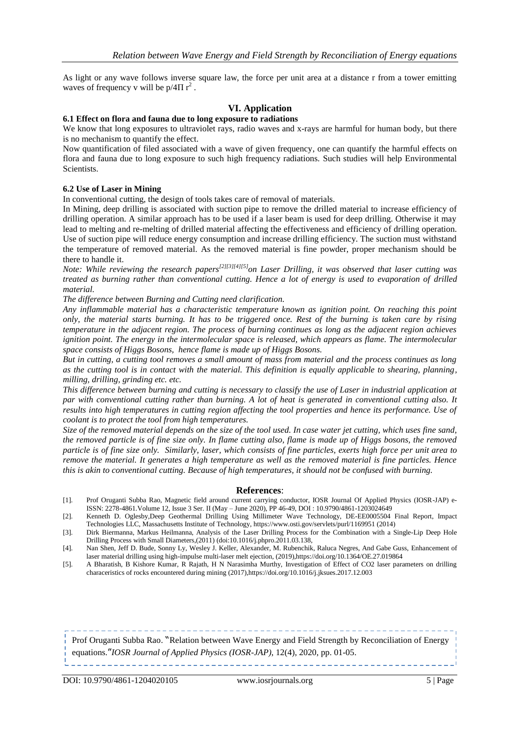As light or any wave follows inverse square law, the force per unit area at a distance r from a tower emitting waves of frequency v will be $p/4\Pi r^2$ .

## VI. Application

### 6.1 Effect on flora and fauna due to long exposure to radiations

We know that long exposures to ultraviolet rays, radio waves and x-rays are harmful for human body, but there is no mechanism to quantify the effect.

Now quantification of filed associated with a wave of given frequency, one can quantify the harmful effects on flora and fauna due to long exposure to such high frequency radiations. Such studies will help Environmental Scientists.

### 6.2 Use of Laser in Mining

In conventional cutting, the design of tools takes care of removal of materials.

In Mining, deep drilling is associated with suction pipe to remove the drilled material to increase efficiency of drilling operation. A similar approach has to be used if a laser beam is used for deep drilling. Otherwise it may lead to melting and re-melting of drilled material affecting the effectiveness and efficiency of drilling operation. Use of suction pipe will reduce energy consumption and increase drilling efficiency. The suction must withstand the temperature of removed material. As the removed material is fine powder, proper mechanism should be there to handle it.

*Note: While reviewing the research papers[2][3][4][5]on Laser Drilling, it was observed that laser cutting was treated as burning rather than conventional cutting. Hence a lot of energy is used to evaporation of drilled material.*

*The difference between Burning and Cutting need clarification.*

*Any inflammable material has a characteristic temperature known as ignition point. On reaching this point only, the material starts burning. It has to be triggered once. Rest of the burning is taken care by rising temperature in the adjacent region. The process of burning continues as long as the adjacent region achieves ignition point. The energy in the intermolecular space is released, which appears as flame. The intermolecular space consists of Higgs Bosons, hence flame is made up of Higgs Bosons.*

*But in cutting, a cutting tool removes a small amount of mass from material and the process continues as long as the cutting tool is in contact with the material. This definition is equally applicable to shearing, planning, milling, drilling, grinding etc. etc.*

*This difference between burning and cutting is necessary to classify the use of Laser in industrial application at par with conventional cutting rather than burning. A lot of heat is generated in conventional cutting also. It results into high temperatures in cutting region affecting the tool properties and hence its performance. Use of coolant is to protect the tool from high temperatures.*

*Size of the removed material depends on the size of the tool used. In case water jet cutting, which uses fine sand, the removed particle is of fine size only. In flame cutting also, flame is made up of Higgs bosons, the removed particle is of fine size only. Similarly, laser, which consists of fine particles, exerts high force per unit area to remove the material. It generates a high temperature as well as the removed material is fine particles. Hence this is akin to conventional cutting. Because of high temperatures, it should not be confused with burning.*

## References:

[1]. Prof Oruganti Subba Rao, Magnetic field around current carrying conductor, IOSR Journal Of Applied Physics (IOSR-JAP) e-ISSN: 2278-4861.Volume 12, Issue 3 Ser. II (May – June 2020), PP 46-49, DOI : 10.9790/4861-1203024649

[2]. Kenneth D. Oglesby,Deep Geothermal Drilling Using Millimeter Wave Technology, DE-EE0005504 Final Report, Impact Technologies LLC, Massachusetts Institute of Technology, https://www.osti.gov/servlets/purl/1169951 (2014)

[3]. Dirk Biermanna, Markus Heilmanna, Analysis of the Laser Drilling Process for the Combination with a Single-Lip Deep Hole Drilling Process with Small Diameters,(2011) (doi:10.1016/j.phpro.2011.03.138,

[4]. Nan Shen, Jeff D. Bude, Sonny Ly, Wesley J. Keller, Alexander, M. Rubenchik, Raluca Negres, And Gabe Guss, Enhancement of laser material drilling using high-impulse multi-laser melt ejection, (2019),https://doi.org/10.1364/OE.27.019864

[5]. A Bharatish, B Kishore Kumar, R Rajath, H N Narasimha Murthy, Investigation of Effect of CO2 laser parameters on drilling characeristics of rocks encountered during mining (2017),https://doi.org/10.1016/j.jksues.2017.12.003

Prof Oruganti Subba Rao. "Relation between Wave Energy and Field Strength by Reconciliation of Energy equations."*IOSR Journal of Applied Physics (IOSR-JAP)*, 12(4), 2020, pp. 01-05.